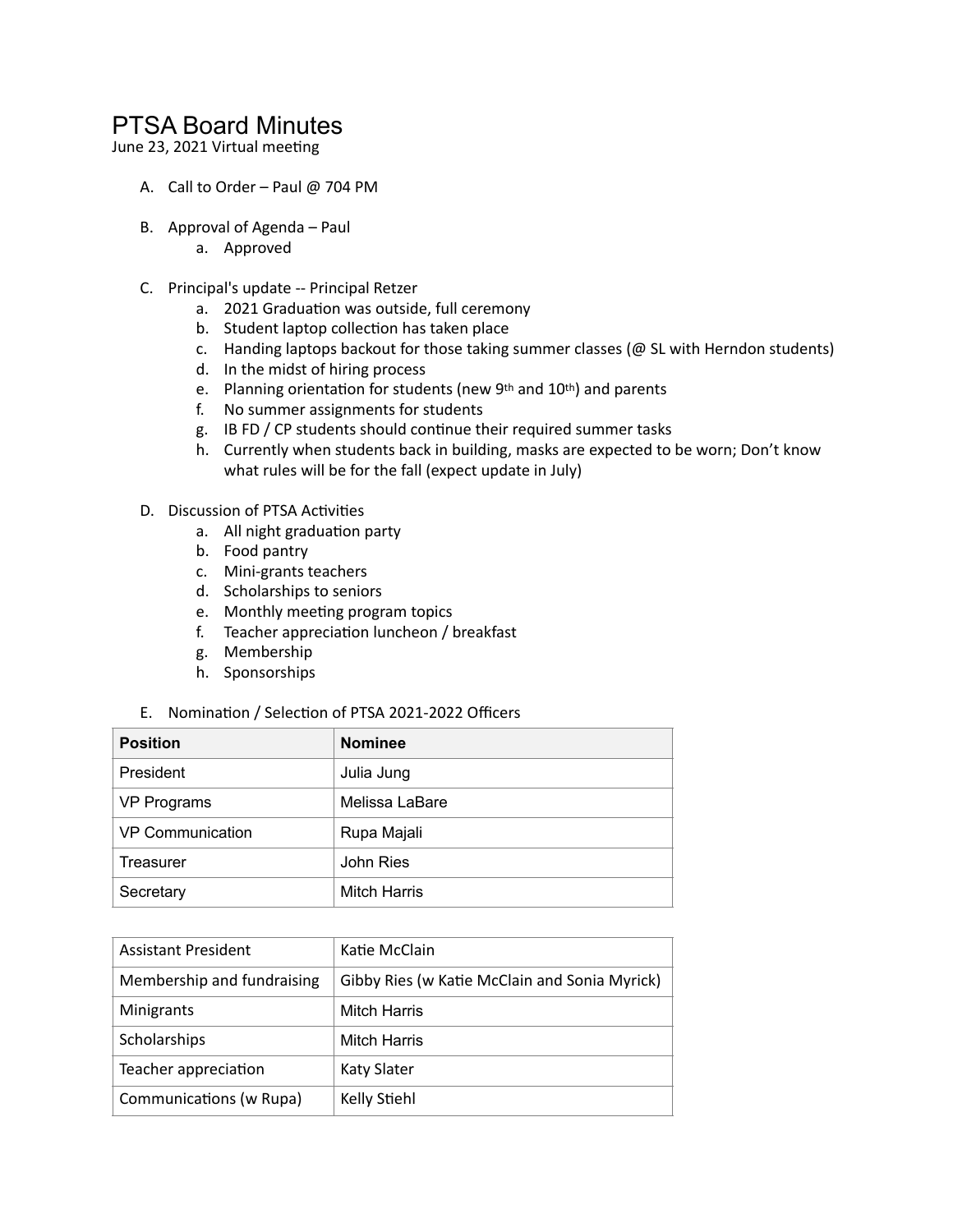# PTSA Board Minutes

June 23, 2021 Virtual meeting

A. Call to Order – Paul @ 704 PM

B. Approval of Agenda – Paul
   a. Approved

C. Principal's update -- Principal Retzer
   a. 2021 Graduation was outside, full ceremony
   b. Student laptop collection has taken place
   c. Handing laptops backout for those taking summer classes (@ SL with Herndon students)
   d. In the midst of hiring process
   e. Planning orientation for students (new 9th and 10th) and parents
   f. No summer assignments for students
   g. IB FD / CP students should continue their required summer tasks
   h. Currently when students back in building, masks are expected to be worn; Don't know what rules will be for the fall (expect update in July)

D. Discussion of PTSA Activities
   a. All night graduation party
   b. Food pantry
   c. Mini-grants teachers
   d. Scholarships to seniors
   e. Monthly meeting program topics
   f. Teacher appreciation luncheon / breakfast
   g. Membership
   h. Sponsorships

E. Nomination / Selection of PTSA 2021-2022 Officers

| Position | Nominee |
|---|---|
| President | Julia Jung |
| VP Programs | Melissa LaBare |
| VP Communication | Rupa Majali |
| Treasurer | John Ries |
| Secretary | Mitch Harris |

| | |
|---|---|
| Assistant President | Katie McClain |
| Membership and fundraising | Gibby Ries (w Katie McClain and Sonia Myrick) |
| Minigrants | Mitch Harris |
| Scholarships | Mitch Harris |
| Teacher appreciation | Katy Slater |
| Communications (w Rupa) | Kelly Stiehl |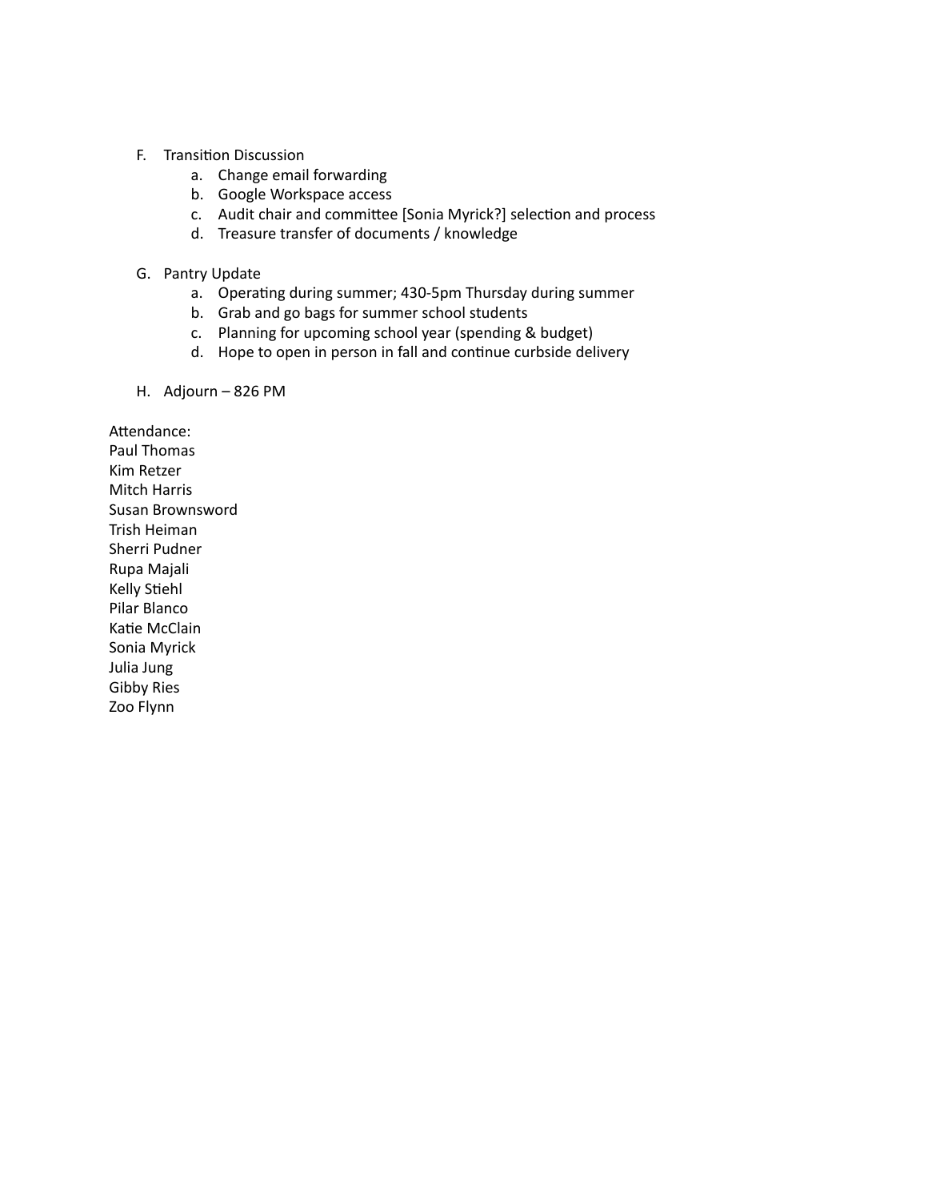F. Transition Discussion
    a. Change email forwarding
    b. Google Workspace access
    c. Audit chair and committee [Sonia Myrick?] selection and process
    d. Treasure transfer of documents / knowledge

G. Pantry Update
    a. Operating during summer; 430-5pm Thursday during summer
    b. Grab and go bags for summer school students
    c. Planning for upcoming school year (spending & budget)
    d. Hope to open in person in fall and continue curbside delivery

H. Adjourn – 826 PM

Attendance:
Paul Thomas
Kim Retzer
Mitch Harris
Susan Brownsword
Trish Heiman
Sherri Pudner
Rupa Majali
Kelly Stiehl
Pilar Blanco
Katie McClain
Sonia Myrick
Julia Jung
Gibby Ries
Zoo Flynn